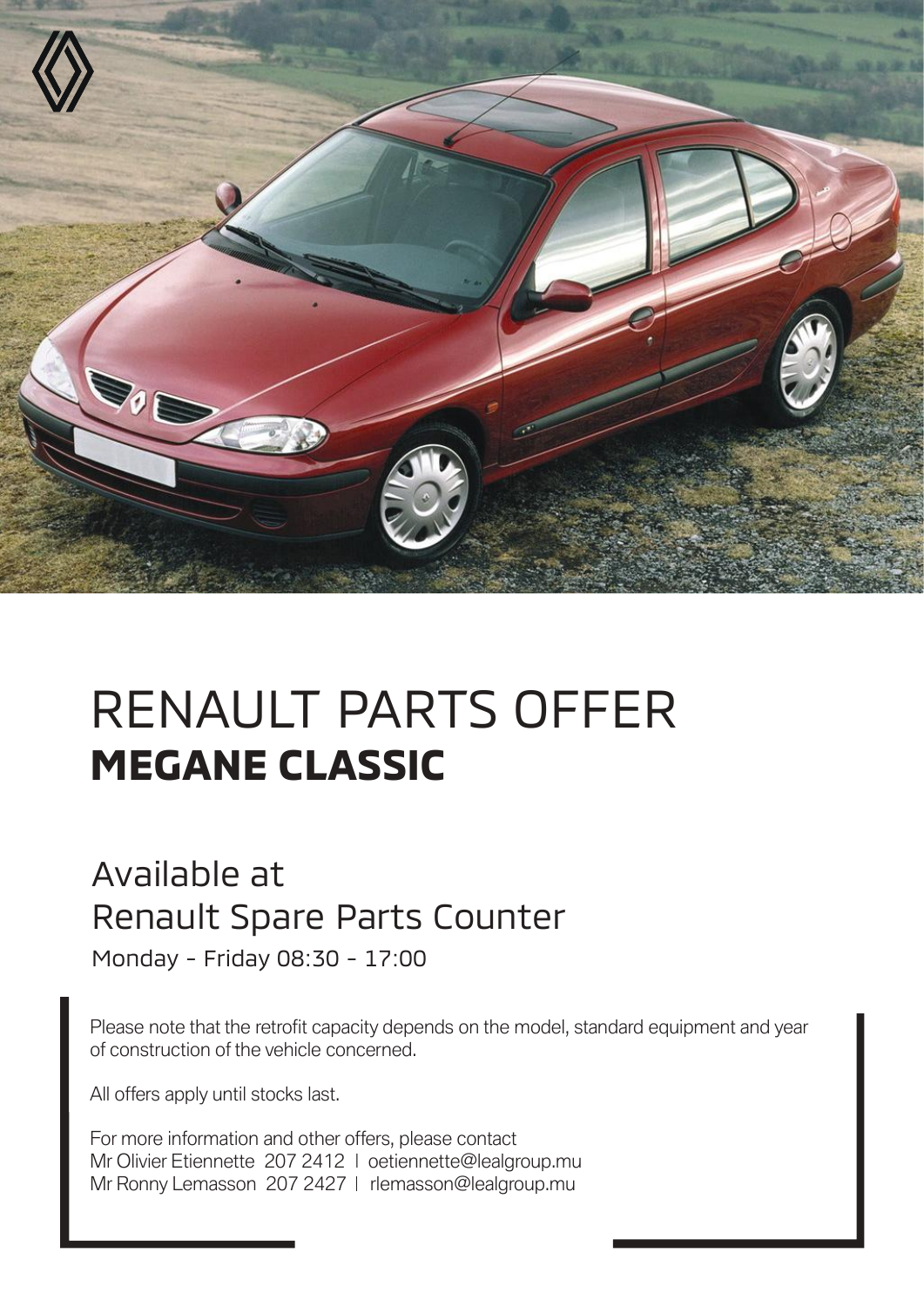# RENAULT PARTS OFFER

## MEGANE CLASSIC

Available at
Renault Spare Parts Counter

Monday - Friday 08:30 - 17:00

Please note that the retrofit capacity depends on the model, standard equipment and year of construction of the vehicle concerned.

All offers apply until stocks last.

For more information and other offers, please contact
Mr Olivier Etiennette 207 2412 | oetiennette@lealgroup.mu
Mr Ronny Lemasson 207 2427 | rlemasson@lealgroup.mu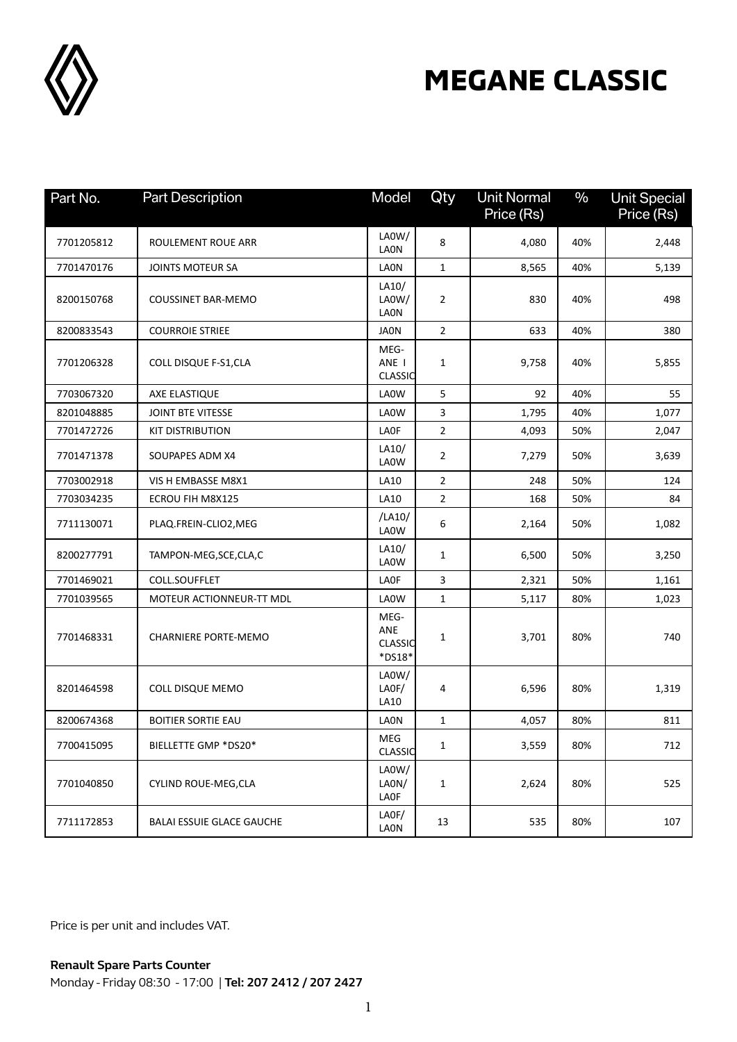# MEGANE CLASSIC

| Part No. | Part Description | Model | Qty | Unit Normal Price (Rs) | % | Unit Special Price (Rs) |
| --- | --- | --- | --- | --- | --- | --- |
| 7701205812 | ROULEMENT ROUE ARR | LA0W/ LA0N | 8 | 4,080 | 40% | 2,448 |
| 7701470176 | JOINTS MOTEUR SA | LA0N | 1 | 8,565 | 40% | 5,139 |
| 8200150768 | COUSSINET BAR-MEMO | LA10/ LA0W/ LA0N | 2 | 830 | 40% | 498 |
| 8200833543 | COURROIE STRIEE | JA0N | 2 | 633 | 40% | 380 |
| 7701206328 | COLL DISQUE F-S1,CLA | MEG- ANE I CLASSIC | 1 | 9,758 | 40% | 5,855 |
| 7703067320 | AXE ELASTIQUE | LA0W | 5 | 92 | 40% | 55 |
| 8201048885 | JOINT BTE VITESSE | LA0W | 3 | 1,795 | 40% | 1,077 |
| 7701472726 | KIT DISTRIBUTION | LA0F | 2 | 4,093 | 50% | 2,047 |
| 7701471378 | SOUPAPES ADM X4 | LA10/ LA0W | 2 | 7,279 | 50% | 3,639 |
| 7703002918 | VIS H EMBASSE M8X1 | LA10 | 2 | 248 | 50% | 124 |
| 7703034235 | ECROU FIH M8X125 | LA10 | 2 | 168 | 50% | 84 |
| 7711130071 | PLAQ.FREIN-CLIO2,MEG | /LA10/ LA0W | 6 | 2,164 | 50% | 1,082 |
| 8200277791 | TAMPON-MEG,SCE,CLA,C | LA10/ LA0W | 1 | 6,500 | 50% | 3,250 |
| 7701469021 | COLL.SOUFFLET | LA0F | 3 | 2,321 | 50% | 1,161 |
| 7701039565 | MOTEUR ACTIONNEUR-TT MDL | LA0W | 1 | 5,117 | 80% | 1,023 |
| 7701468331 | CHARNIERE PORTE-MEMO | MEG- ANE CLASSIC *DS18* | 1 | 3,701 | 80% | 740 |
| 8201464598 | COLL DISQUE MEMO | LA0W/ LA0F/ LA10 | 4 | 6,596 | 80% | 1,319 |
| 8200674368 | BOITIER SORTIE EAU | LA0N | 1 | 4,057 | 80% | 811 |
| 7700415095 | BIELLETTE GMP *DS20* | MEG CLASSIC | 1 | 3,559 | 80% | 712 |
| 7701040850 | CYLIND ROUE-MEG,CLA | LA0W/ LA0N/ LA0F | 1 | 2,624 | 80% | 525 |
| 7711172853 | BALAI ESSUIE GLACE GAUCHE | LA0F/ LA0N | 13 | 535 | 80% | 107 |

Price is per unit and includes VAT.

**Renault Spare Parts Counter**
Monday - Friday 08:30 - 17:00 | **Tel: 207 2412 / 207 2427**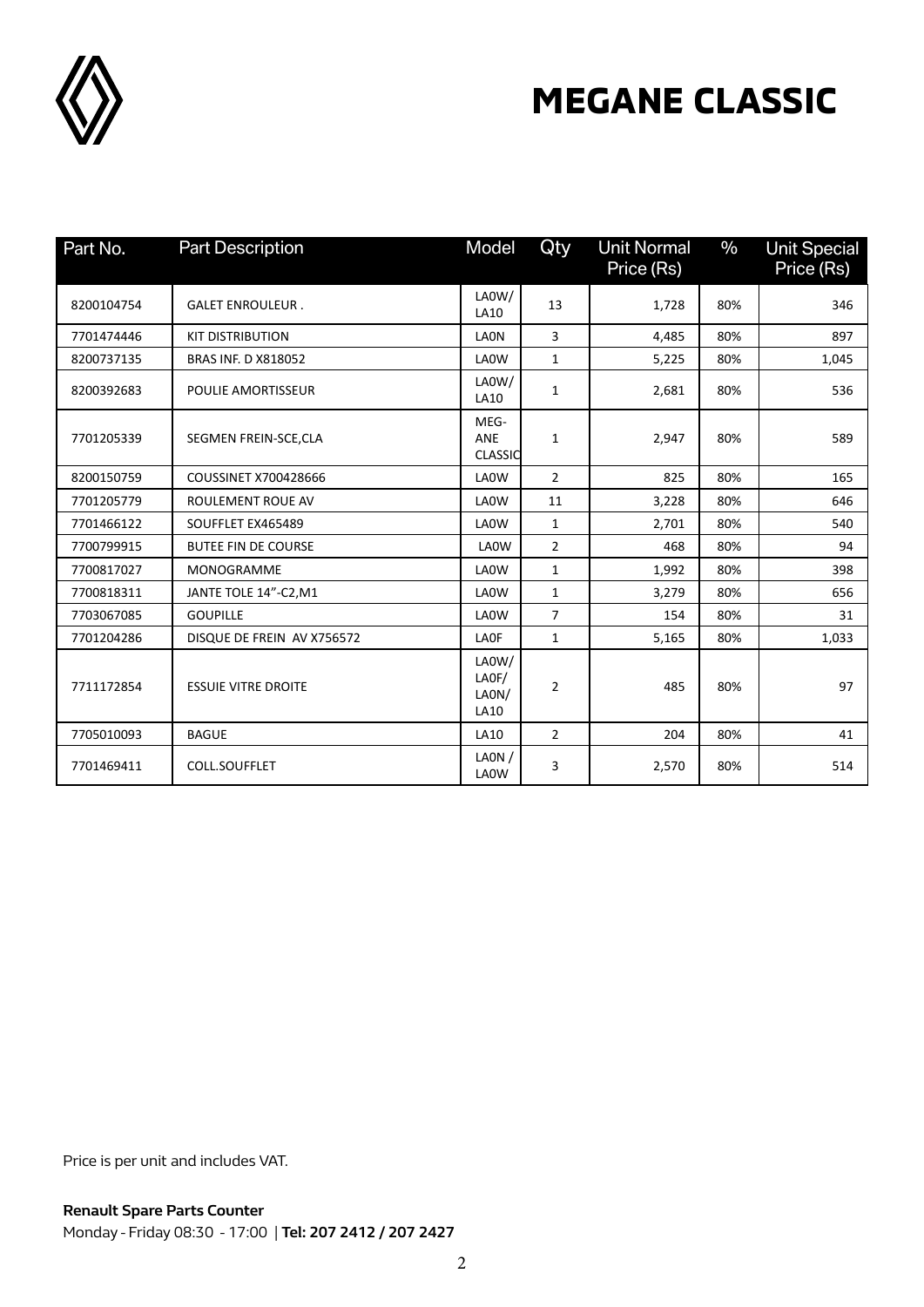# MEGANE CLASSIC

| Part No. | Part Description | Model | Qty | Unit Normal Price (Rs) | % | Unit Special Price (Rs) |
|---|---|---|---|---|---|---|
| 8200104754 | GALET ENROULEUR . | LA0W/ LA10 | 13 | 1,728 | 80% | 346 |
| 7701474446 | KIT DISTRIBUTION | LA0N | 3 | 4,485 | 80% | 897 |
| 8200737135 | BRAS INF. D X818052 | LA0W | 1 | 5,225 | 80% | 1,045 |
| 8200392683 | POULIE AMORTISSEUR | LA0W/ LA10 | 1 | 2,681 | 80% | 536 |
| 7701205339 | SEGMEN FREIN-SCE,CLA | MEG-ANE CLASSIC | 1 | 2,947 | 80% | 589 |
| 8200150759 | COUSSINET X700428666 | LA0W | 2 | 825 | 80% | 165 |
| 7701205779 | ROULEMENT ROUE AV | LA0W | 11 | 3,228 | 80% | 646 |
| 7701466122 | SOUFFLET EX465489 | LA0W | 1 | 2,701 | 80% | 540 |
| 7700799915 | BUTEE FIN DE COURSE | LA0W | 2 | 468 | 80% | 94 |
| 7700817027 | MONOGRAMME | LA0W | 1 | 1,992 | 80% | 398 |
| 7700818311 | JANTE TOLE 14"-C2,M1 | LA0W | 1 | 3,279 | 80% | 656 |
| 7703067085 | GOUPILLE | LA0W | 7 | 154 | 80% | 31 |
| 7701204286 | DISQUE DE FREIN AV X756572 | LA0F | 1 | 5,165 | 80% | 1,033 |
| 7711172854 | ESSUIE VITRE DROITE | LA0W/ LA0F/ LA0N/ LA10 | 2 | 485 | 80% | 97 |
| 7705010093 | BAGUE | LA10 | 2 | 204 | 80% | 41 |
| 7701469411 | COLL.SOUFFLET | LA0N / LA0W | 3 | 2,570 | 80% | 514 |

Price is per unit and includes VAT.

**Renault Spare Parts Counter**
Monday - Friday 08:30 - 17:00 | **Tel: 207 2412 / 207 2427**